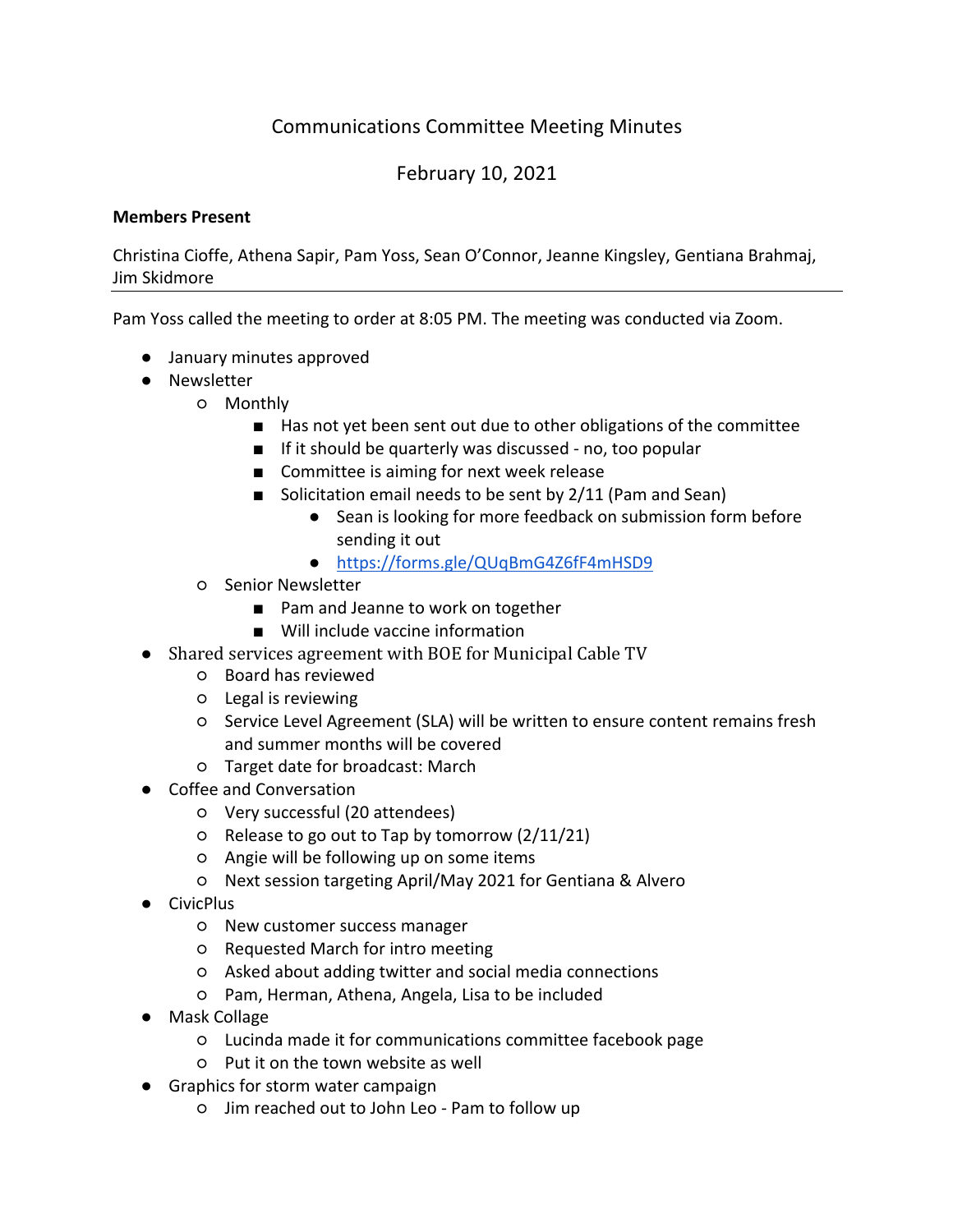# Communications Committee Meeting Minutes

## February 10, 2021

**Members Present**

Christina Cioffe, Athena Sapir, Pam Yoss, Sean O'Connor, Jeanne Kingsley, Gentiana Brahmaj, Jim Skidmore

---

Pam Yoss called the meeting to order at 8:05 PM. The meeting was conducted via Zoom.

- January minutes approved
- Newsletter
  - Monthly
    - Has not yet been sent out due to other obligations of the committee
    - If it should be quarterly was discussed - no, too popular
    - Committee is aiming for next week release
    - Solicitation email needs to be sent by 2/11 (Pam and Sean)
      - Sean is looking for more feedback on submission form before sending it out
      - https://forms.gle/QUqBmG4Z6fF4mHSD9
  - Senior Newsletter
    - Pam and Jeanne to work on together
    - Will include vaccine information
- Shared services agreement with BOE for Municipal Cable TV
  - Board has reviewed
  - Legal is reviewing
  - Service Level Agreement (SLA) will be written to ensure content remains fresh and summer months will be covered
  - Target date for broadcast: March
- Coffee and Conversation
  - Very successful (20 attendees)
  - Release to go out to Tap by tomorrow (2/11/21)
  - Angie will be following up on some items
  - Next session targeting April/May 2021 for Gentiana & Alvero
- CivicPlus
  - New customer success manager
  - Requested March for intro meeting
  - Asked about adding twitter and social media connections
  - Pam, Herman, Athena, Angela, Lisa to be included
- Mask Collage
  - Lucinda made it for communications committee facebook page
  - Put it on the town website as well
- Graphics for storm water campaign
  - Jim reached out to John Leo - Pam to follow up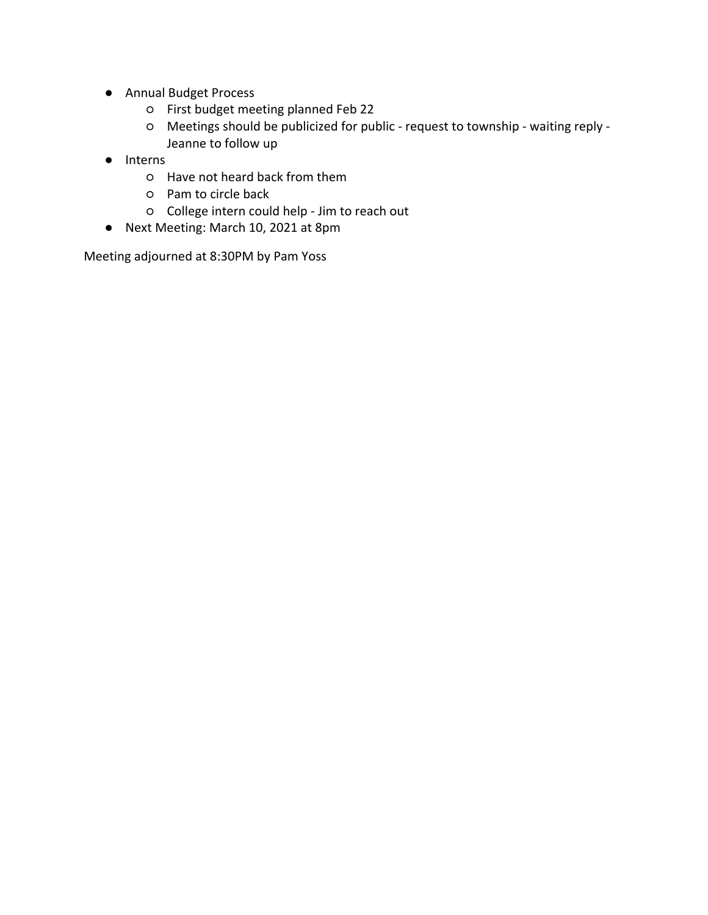- Annual Budget Process
  - First budget meeting planned Feb 22
  - Meetings should be publicized for public - request to township - waiting reply - Jeanne to follow up
- Interns
  - Have not heard back from them
  - Pam to circle back
  - College intern could help - Jim to reach out
- Next Meeting: March 10, 2021 at 8pm

Meeting adjourned at 8:30PM by Pam Yoss